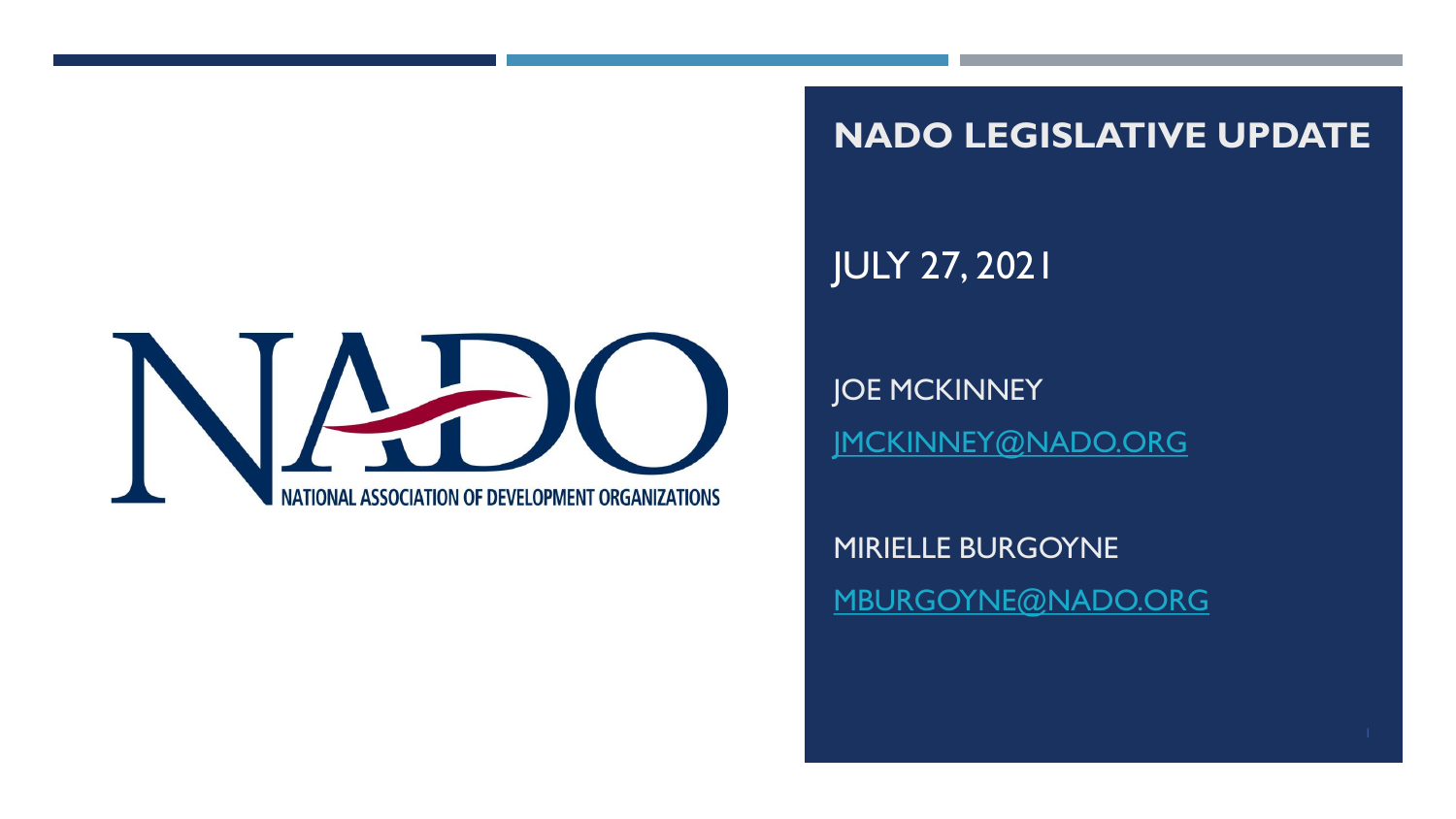NATIONAL ASSOCIATION OF DEVELOPMENT ORGANIZATIONS

# NADO LEGISLATIVE UPDATE

JULY 27, 2021

JOE MCKINNEY

JMCKINNEY@NADO.ORG

MIRIELLE BURGOYNE

MBURGOYNE@NADO.ORG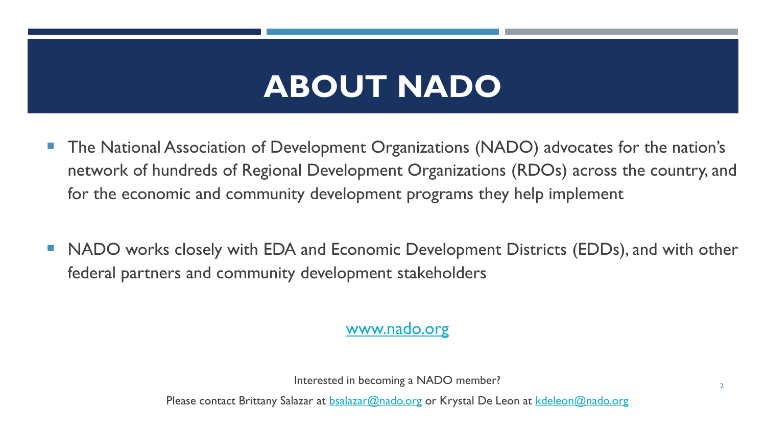# ABOUT NADO

- The National Association of Development Organizations (NADO) advocates for the nation's network of hundreds of Regional Development Organizations (RDOs) across the country, and for the economic and community development programs they help implement

- NADO works closely with EDA and Economic Development Districts (EDDs), and with other federal partners and community development stakeholders

www.nado.org

Interested in becoming a NADO member?

Please contact Brittany Salazar at bsalazar@nado.org or Krystal De Leon at kdeleon@nado.org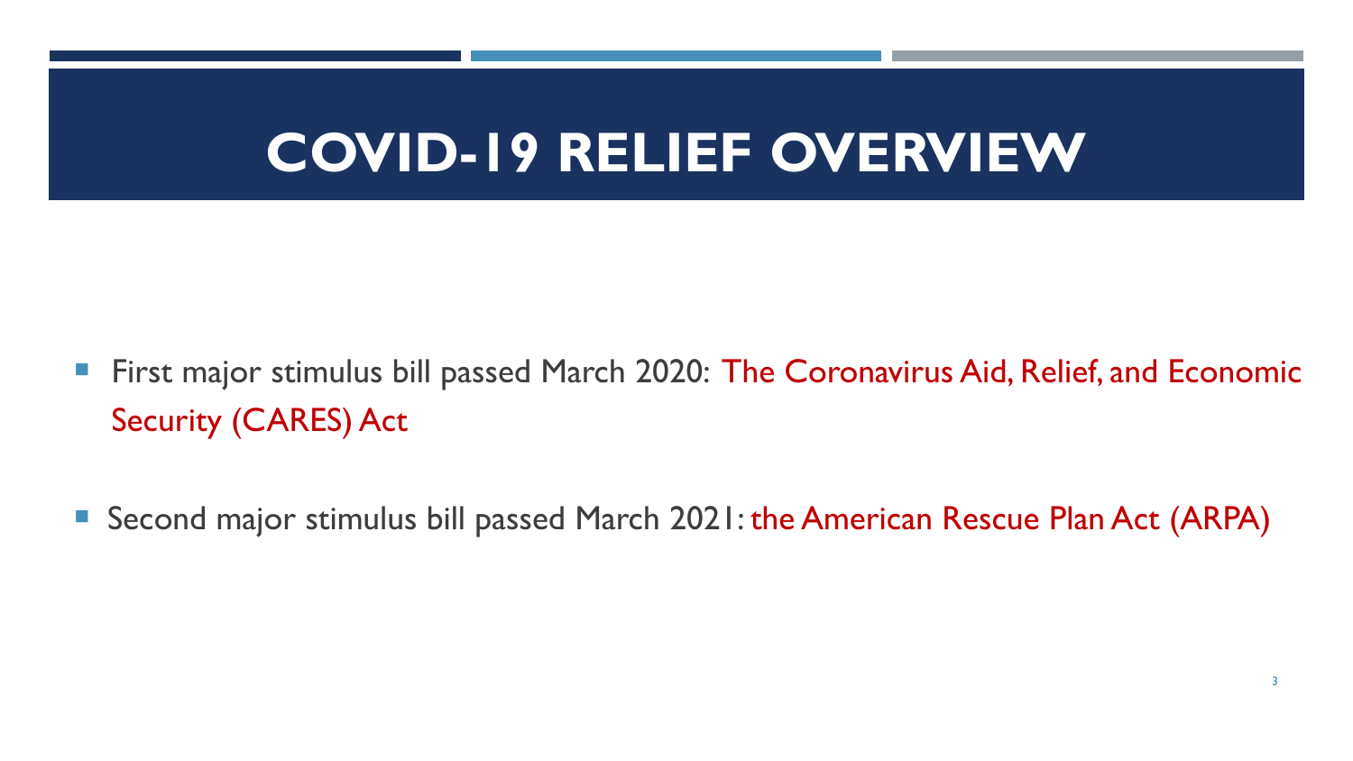# COVID-19 RELIEF OVERVIEW

- First major stimulus bill passed March 2020: The Coronavirus Aid, Relief, and Economic Security (CARES) Act
- Second major stimulus bill passed March 2021: the American Rescue Plan Act (ARPA)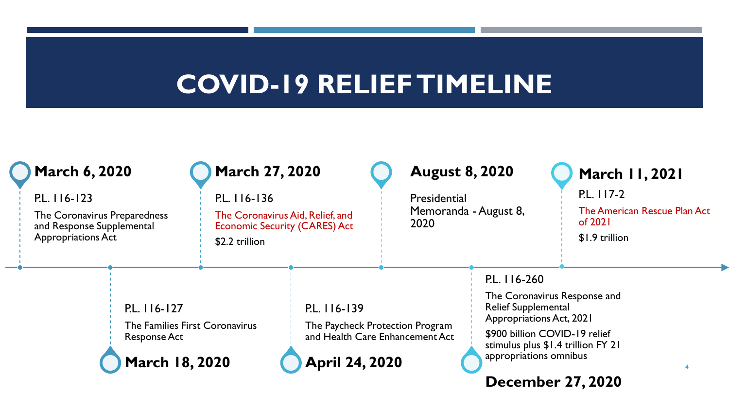# COVID-19 RELIEF TIMELINE

**March 6, 2020**

P.L. 116-123

The Coronavirus Preparedness and Response Supplemental Appropriations Act

**March 18, 2020**

P.L. 116-127

The Families First Coronavirus Response Act

**March 27, 2020**

P.L. 116-136

The Coronavirus Aid, Relief, and Economic Security (CARES) Act

$2.2 trillion

**April 24, 2020**

P.L. 116-139

The Paycheck Protection Program and Health Care Enhancement Act

**August 8, 2020**

Presidential Memoranda - August 8, 2020

**December 27, 2020**

P.L. 116-260

The Coronavirus Response and Relief Supplemental Appropriations Act, 2021

$900 billion COVID-19 relief stimulus plus $1.4 trillion FY 21 appropriations omnibus

**March 11, 2021**

P.L. 117-2

The American Rescue Plan Act of 2021

$1.9 trillion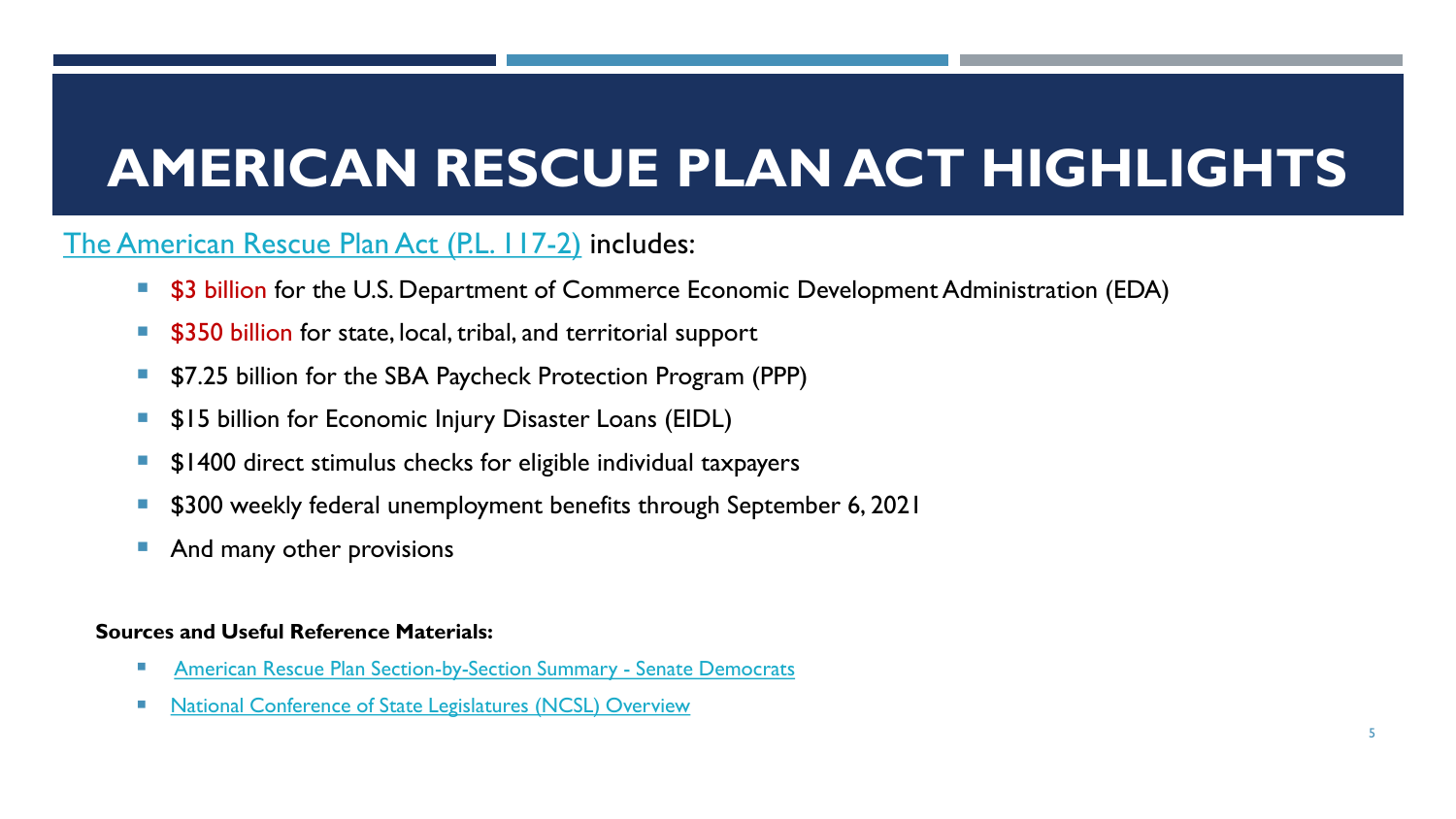# AMERICAN RESCUE PLAN ACT HIGHLIGHTS

The American Rescue Plan Act (P.L. 117-2) includes:

- $3 billion for the U.S. Department of Commerce Economic Development Administration (EDA)
- $350 billion for state, local, tribal, and territorial support
- $7.25 billion for the SBA Paycheck Protection Program (PPP)
- $15 billion for Economic Injury Disaster Loans (EIDL)
- $1400 direct stimulus checks for eligible individual taxpayers
- $300 weekly federal unemployment benefits through September 6, 2021
- And many other provisions

**Sources and Useful Reference Materials:**

- American Rescue Plan Section-by-Section Summary - Senate Democrats
- National Conference of State Legislatures (NCSL) Overview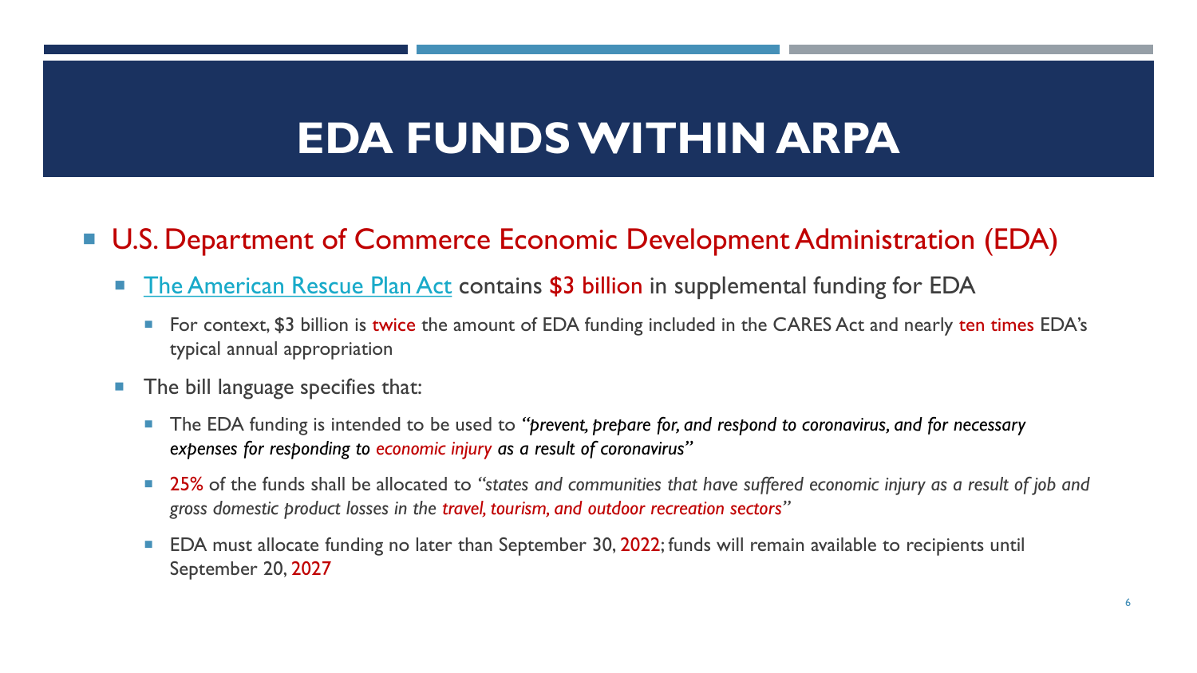# EDA FUNDS WITHIN ARPA

- U.S. Department of Commerce Economic Development Administration (EDA)
  - The American Rescue Plan Act contains $3 billion in supplemental funding for EDA
    - For context, $3 billion is twice the amount of EDA funding included in the CARES Act and nearly ten times EDA's typical annual appropriation
  - The bill language specifies that:
    - The EDA funding is intended to be used to ***"prevent, prepare for, and respond to coronavirus, and for necessary expenses for responding to economic injury as a result of coronavirus"***
    - 25% of the funds shall be allocated to *"states and communities that have suffered economic injury as a result of job and gross domestic product losses in the travel, tourism, and outdoor recreation sectors"*
    - EDA must allocate funding no later than September 30, 2022; funds will remain available to recipients until September 20, 2027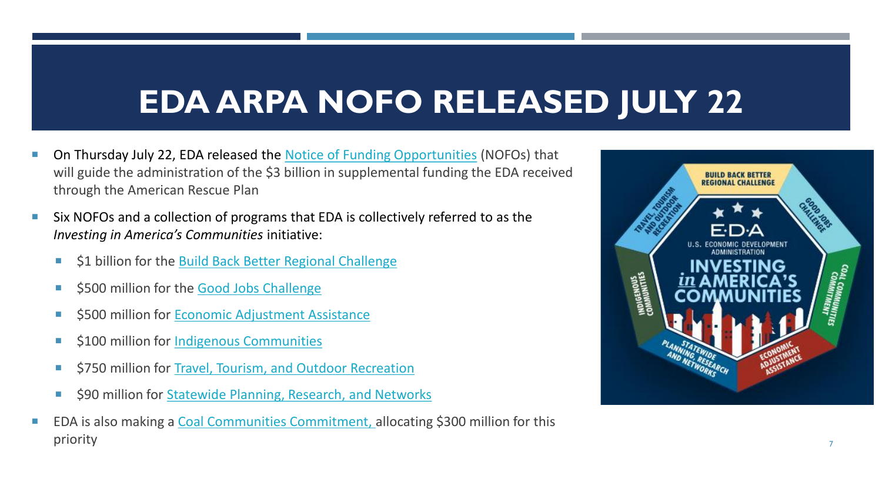# EDA ARPA NOFO RELEASED JULY 22

- On Thursday July 22, EDA released the Notice of Funding Opportunities (NOFOs) that will guide the administration of the $3 billion in supplemental funding the EDA received through the American Rescue Plan
- Six NOFOs and a collection of programs that EDA is collectively referred to as the *Investing in America's Communities* initiative:
  - $1 billion for the Build Back Better Regional Challenge
  - $500 million for the Good Jobs Challenge
  - $500 million for Economic Adjustment Assistance
  - $100 million for Indigenous Communities
  - $750 million for Travel, Tourism, and Outdoor Recreation
  - $90 million for Statewide Planning, Research, and Networks
- EDA is also making a Coal Communities Commitment, allocating $300 million for this priority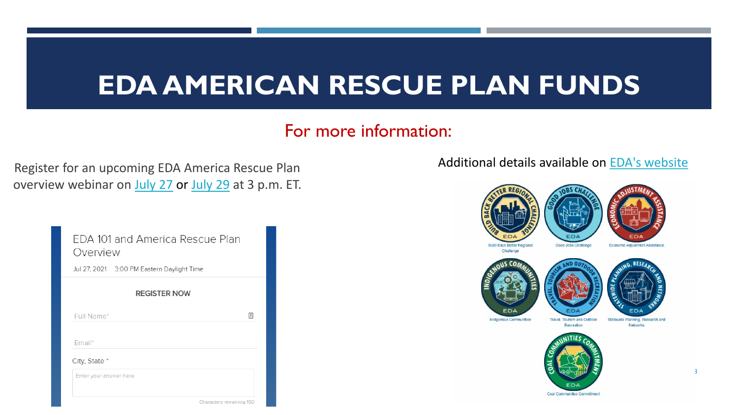# EDA AMERICAN RESCUE PLAN FUNDS

## For more information:

Register for an upcoming EDA America Rescue Plan overview webinar on July 27 or July 29 at 3 p.m. ET.

EDA 101 and America Rescue Plan Overview

Jul 27, 2021 3:00 PM Eastern Daylight Time

REGISTER NOW

Full Name*

Email*

City, State *

Enter your answer here

Characters remaining 150

Additional details available on EDA's website

Build Back Better Regional Challenge

Good Jobs Challenge

Economic Adjustment Assistance

Indigenous Communities

Travel, Tourism and Outdoor Recreation

Statewide Planning, Research and Networks

Coal Communities Commitment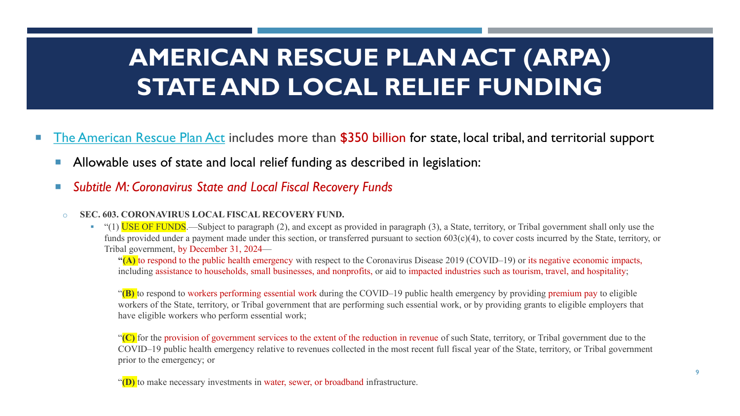# AMERICAN RESCUE PLAN ACT (ARPA) STATE AND LOCAL RELIEF FUNDING

- The American Rescue Plan Act includes more than $350 billion for state, local tribal, and territorial support
  - Allowable uses of state and local relief funding as described in legislation:
  - *Subtitle M: Coronavirus State and Local Fiscal Recovery Funds*
    - **SEC. 603. CORONAVIRUS LOCAL FISCAL RECOVERY FUND.**
      - "(1) USE OF FUNDS.—Subject to paragraph (2), and except as provided in paragraph (3), a State, territory, or Tribal government shall only use the funds provided under a payment made under this section, or transferred pursuant to section 603(c)(4), to cover costs incurred by the State, territory, or Tribal government, by December 31, 2024—

        **"(A)** to respond to the public health emergency with respect to the Coronavirus Disease 2019 (COVID–19) or its negative economic impacts, including assistance to households, small businesses, and nonprofits, or aid to impacted industries such as tourism, travel, and hospitality;

        "**(B)** to respond to workers performing essential work during the COVID–19 public health emergency by providing premium pay to eligible workers of the State, territory, or Tribal government that are performing such essential work, or by providing grants to eligible employers that have eligible workers who perform essential work;

        "**(C)** for the provision of government services to the extent of the reduction in revenue of such State, territory, or Tribal government due to the COVID–19 public health emergency relative to revenues collected in the most recent full fiscal year of the State, territory, or Tribal government prior to the emergency; or

        "**(D)** to make necessary investments in water, sewer, or broadband infrastructure.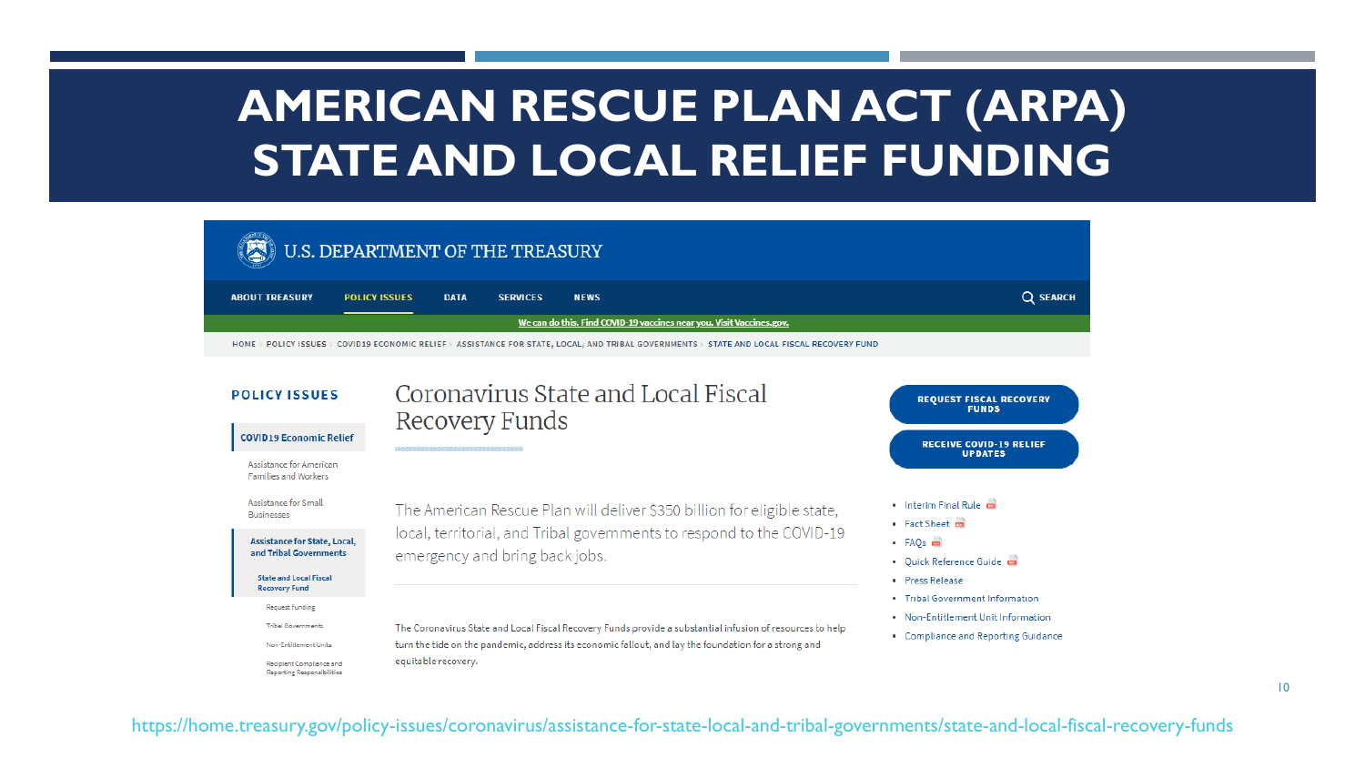# AMERICAN RESCUE PLAN ACT (ARPA) STATE AND LOCAL RELIEF FUNDING

U.S. DEPARTMENT OF THE TREASURY

ABOUT TREASURY | POLICY ISSUES | DATA | SERVICES | NEWS | SEARCH

We can do this. Find COVID-19 vaccines near you. Visit Vaccines.gov.

HOME › POLICY ISSUES › COVID19 ECONOMIC RELIEF › ASSISTANCE FOR STATE, LOCAL, AND TRIBAL GOVERNMENTS › STATE AND LOCAL FISCAL RECOVERY FUND

**POLICY ISSUES**

- COVID19 Economic Relief
  - Assistance for American Families and Workers
  - Assistance for Small Businesses
  - Assistance for State, Local, and Tribal Governments
    - State and Local Fiscal Recovery Fund
      - Request Funding
      - Tribal Governments
      - Non-Entitlement Units
      - Recipient Compliance and Reporting Responsibilities

## Coronavirus State and Local Fiscal Recovery Funds

The American Rescue Plan will deliver $350 billion for eligible state, local, territorial, and Tribal governments to respond to the COVID-19 emergency and bring back jobs.

The Coronavirus State and Local Fiscal Recovery Funds provide a substantial infusion of resources to help turn the tide on the pandemic, address its economic fallout, and lay the foundation for a strong and equitable recovery.

REQUEST FISCAL RECOVERY FUNDS

RECEIVE COVID-19 RELIEF UPDATES

- Interim Final Rule
- Fact Sheet
- FAQs
- Quick Reference Guide
- Press Release
- Tribal Government Information
- Non-Entitlement Unit Information
- Compliance and Reporting Guidance

https://home.treasury.gov/policy-issues/coronavirus/assistance-for-state-local-and-tribal-governments/state-and-local-fiscal-recovery-funds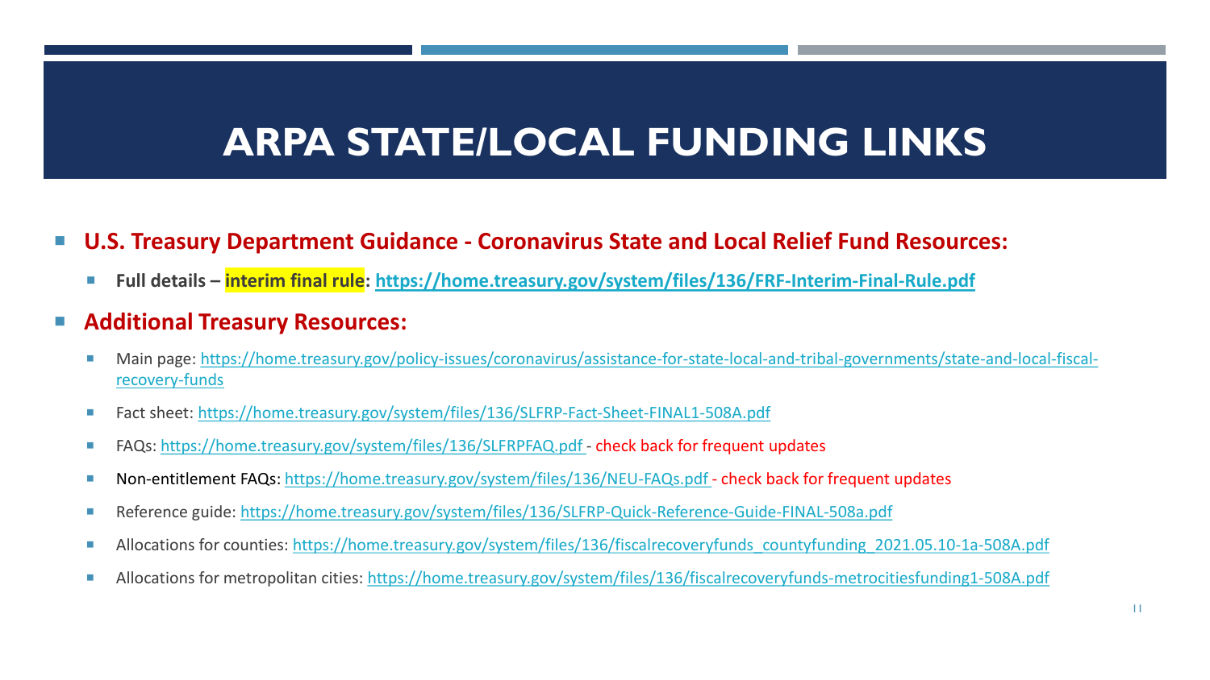# ARPA STATE/LOCAL FUNDING LINKS

- **U.S. Treasury Department Guidance - Coronavirus State and Local Relief Fund Resources:**
  - **Full details – interim final rule: https://home.treasury.gov/system/files/136/FRF-Interim-Final-Rule.pdf**
- **Additional Treasury Resources:**
  - Main page: https://home.treasury.gov/policy-issues/coronavirus/assistance-for-state-local-and-tribal-governments/state-and-local-fiscal-recovery-funds
  - Fact sheet: https://home.treasury.gov/system/files/136/SLFRP-Fact-Sheet-FINAL1-508A.pdf
  - FAQs: https://home.treasury.gov/system/files/136/SLFRPFAQ.pdf - check back for frequent updates
  - Non-entitlement FAQs: https://home.treasury.gov/system/files/136/NEU-FAQs.pdf - check back for frequent updates
  - Reference guide: https://home.treasury.gov/system/files/136/SLFRP-Quick-Reference-Guide-FINAL-508a.pdf
  - Allocations for counties: https://home.treasury.gov/system/files/136/fiscalrecoveryfunds_countyfunding_2021.05.10-1a-508A.pdf
  - Allocations for metropolitan cities: https://home.treasury.gov/system/files/136/fiscalrecoveryfunds-metrocitiesfunding1-508A.pdf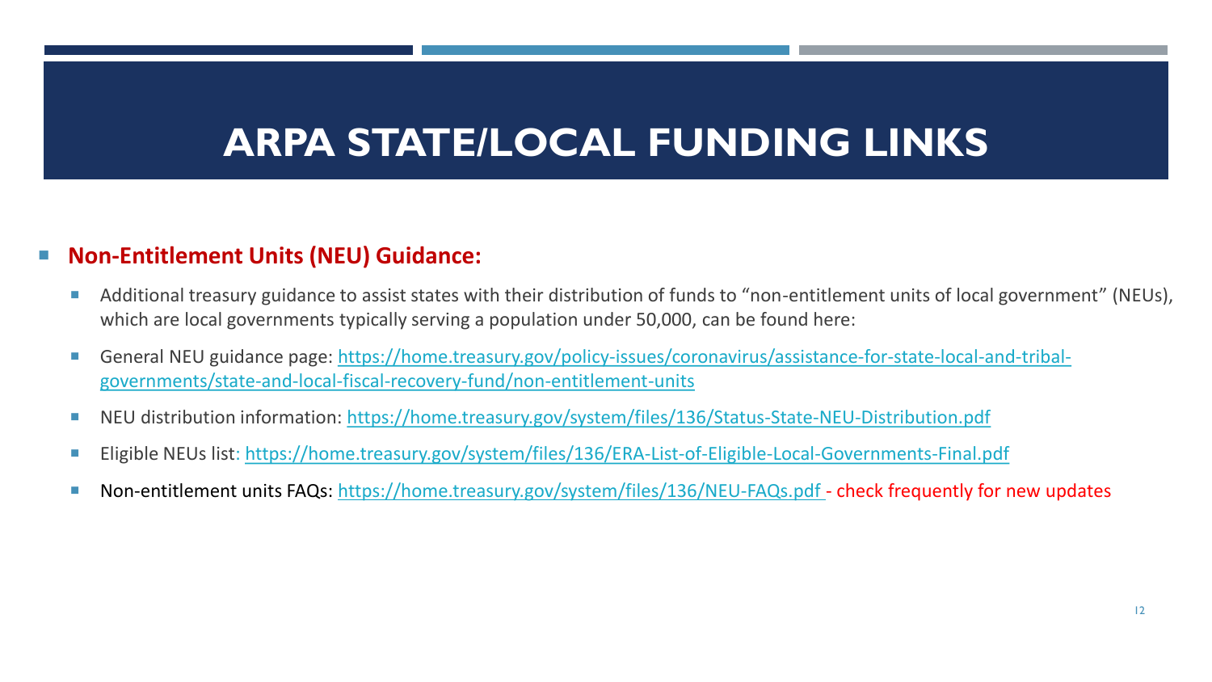# ARPA STATE/LOCAL FUNDING LINKS

- **Non-Entitlement Units (NEU) Guidance:**
  - Additional treasury guidance to assist states with their distribution of funds to "non-entitlement units of local government" (NEUs), which are local governments typically serving a population under 50,000, can be found here:
  - General NEU guidance page: https://home.treasury.gov/policy-issues/coronavirus/assistance-for-state-local-and-tribal-governments/state-and-local-fiscal-recovery-fund/non-entitlement-units
  - NEU distribution information: https://home.treasury.gov/system/files/136/Status-State-NEU-Distribution.pdf
  - Eligible NEUs list: https://home.treasury.gov/system/files/136/ERA-List-of-Eligible-Local-Governments-Final.pdf
  - Non-entitlement units FAQs: https://home.treasury.gov/system/files/136/NEU-FAQs.pdf - check frequently for new updates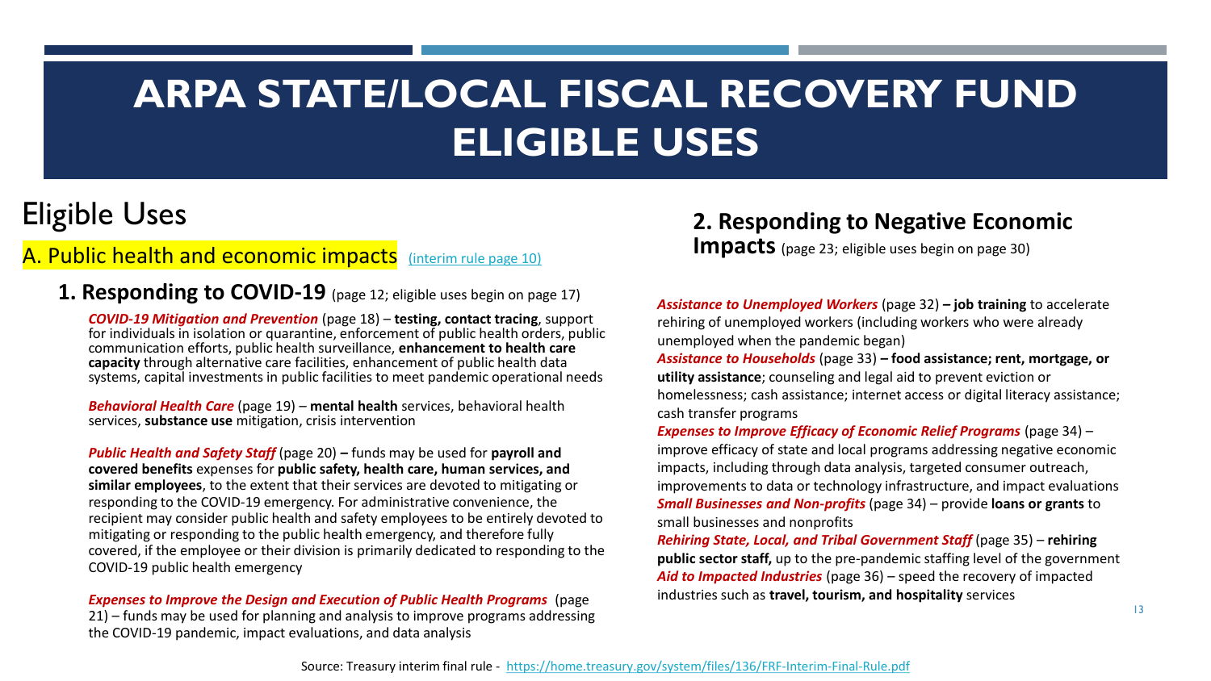# ARPA STATE/LOCAL FISCAL RECOVERY FUND ELIGIBLE USES

## Eligible Uses

### A. Public health and economic impacts [(interim rule page 10)]

#### 1. Responding to COVID-19 (page 12; eligible uses begin on page 17)

***COVID-19 Mitigation and Prevention*** (page 18) – **testing, contact tracing**, support for individuals in isolation or quarantine, enforcement of public health orders, public communication efforts, public health surveillance, **enhancement to health care capacity** through alternative care facilities, enhancement of public health data systems, capital investments in public facilities to meet pandemic operational needs

***Behavioral Health Care*** (page 19) – **mental health** services, behavioral health services, **substance use** mitigation, crisis intervention

***Public Health and Safety Staff*** (page 20) **–** funds may be used for **payroll and covered benefits** expenses for **public safety, health care, human services, and similar employees**, to the extent that their services are devoted to mitigating or responding to the COVID-19 emergency. For administrative convenience, the recipient may consider public health and safety employees to be entirely devoted to mitigating or responding to the public health emergency, and therefore fully covered, if the employee or their division is primarily dedicated to responding to the COVID-19 public health emergency

***Expenses to Improve the Design and Execution of Public Health Programs*** (page 21) – funds may be used for planning and analysis to improve programs addressing the COVID-19 pandemic, impact evaluations, and data analysis

#### 2. Responding to Negative Economic Impacts (page 23; eligible uses begin on page 30)

***Assistance to Unemployed Workers*** (page 32) **– job training** to accelerate rehiring of unemployed workers (including workers who were already unemployed when the pandemic began)

***Assistance to Households*** (page 33) **– food assistance; rent, mortgage, or utility assistance**; counseling and legal aid to prevent eviction or homelessness; cash assistance; internet access or digital literacy assistance; cash transfer programs

***Expenses to Improve Efficacy of Economic Relief Programs*** (page 34) – improve efficacy of state and local programs addressing negative economic impacts, including through data analysis, targeted consumer outreach, improvements to data or technology infrastructure, and impact evaluations

***Small Businesses and Non-profits*** (page 34) – provide **loans or grants** to small businesses and nonprofits

***Rehiring State, Local, and Tribal Government Staff*** (page 35) – **rehiring public sector staff,** up to the pre-pandemic staffing level of the government

***Aid to Impacted Industries*** (page 36) – speed the recovery of impacted industries such as **travel, tourism, and hospitality** services

Source: Treasury interim final rule - https://home.treasury.gov/system/files/136/FRF-Interim-Final-Rule.pdf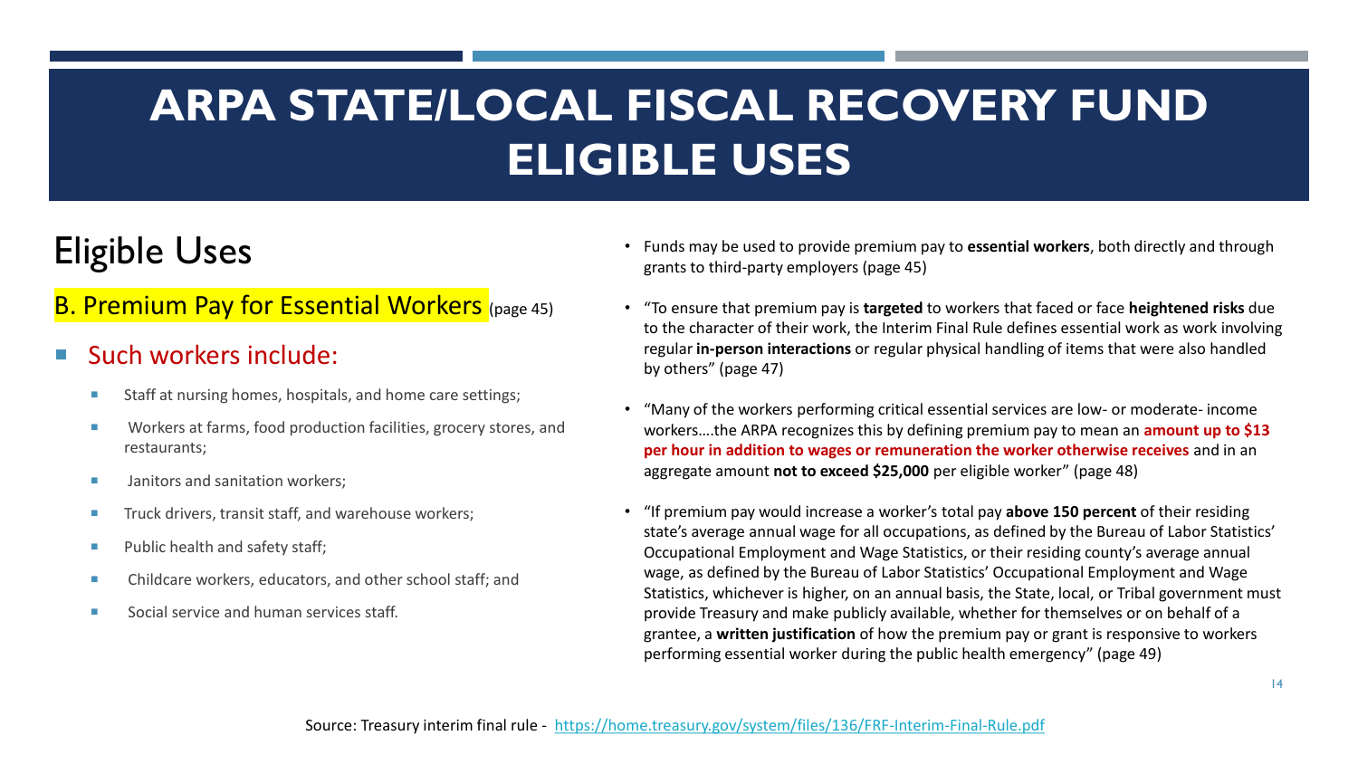# ARPA STATE/LOCAL FISCAL RECOVERY FUND ELIGIBLE USES

## Eligible Uses

### B. Premium Pay for Essential Workers (page 45)

- Such workers include:
  - Staff at nursing homes, hospitals, and home care settings;
  - Workers at farms, food production facilities, grocery stores, and restaurants;
  - Janitors and sanitation workers;
  - Truck drivers, transit staff, and warehouse workers;
  - Public health and safety staff;
  - Childcare workers, educators, and other school staff; and
  - Social service and human services staff.

- Funds may be used to provide premium pay to **essential workers**, both directly and through grants to third-party employers (page 45)
- "To ensure that premium pay is **targeted** to workers that faced or face **heightened risks** due to the character of their work, the Interim Final Rule defines essential work as work involving regular **in-person interactions** or regular physical handling of items that were also handled by others" (page 47)
- "Many of the workers performing critical essential services are low- or moderate- income workers….the ARPA recognizes this by defining premium pay to mean an **amount up to $13 per hour in addition to wages or remuneration the worker otherwise receives** and in an aggregate amount **not to exceed $25,000** per eligible worker" (page 48)
- "If premium pay would increase a worker's total pay **above 150 percent** of their residing state's average annual wage for all occupations, as defined by the Bureau of Labor Statistics' Occupational Employment and Wage Statistics, or their residing county's average annual wage, as defined by the Bureau of Labor Statistics' Occupational Employment and Wage Statistics, whichever is higher, on an annual basis, the State, local, or Tribal government must provide Treasury and make publicly available, whether for themselves or on behalf of a grantee, a **written justification** of how the premium pay or grant is responsive to workers performing essential worker during the public health emergency" (page 49)

Source: Treasury interim final rule - https://home.treasury.gov/system/files/136/FRF-Interim-Final-Rule.pdf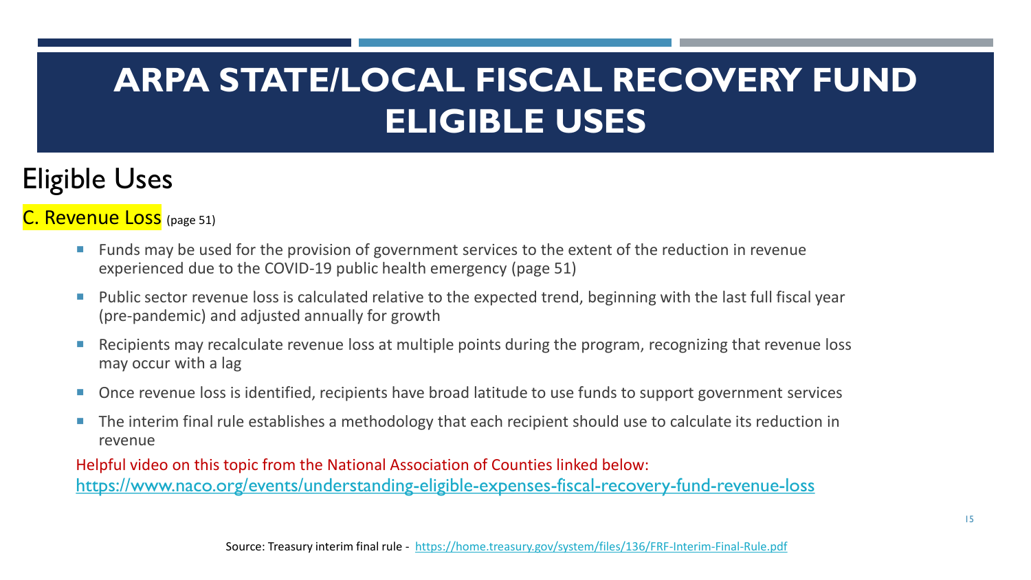# ARPA STATE/LOCAL FISCAL RECOVERY FUND ELIGIBLE USES

## Eligible Uses

### C. Revenue Loss (page 51)

- Funds may be used for the provision of government services to the extent of the reduction in revenue experienced due to the COVID-19 public health emergency (page 51)
- Public sector revenue loss is calculated relative to the expected trend, beginning with the last full fiscal year (pre-pandemic) and adjusted annually for growth
- Recipients may recalculate revenue loss at multiple points during the program, recognizing that revenue loss may occur with a lag
- Once revenue loss is identified, recipients have broad latitude to use funds to support government services
- The interim final rule establishes a methodology that each recipient should use to calculate its reduction in revenue

Helpful video on this topic from the National Association of Counties linked below:
https://www.naco.org/events/understanding-eligible-expenses-fiscal-recovery-fund-revenue-loss

Source: Treasury interim final rule - https://home.treasury.gov/system/files/136/FRF-Interim-Final-Rule.pdf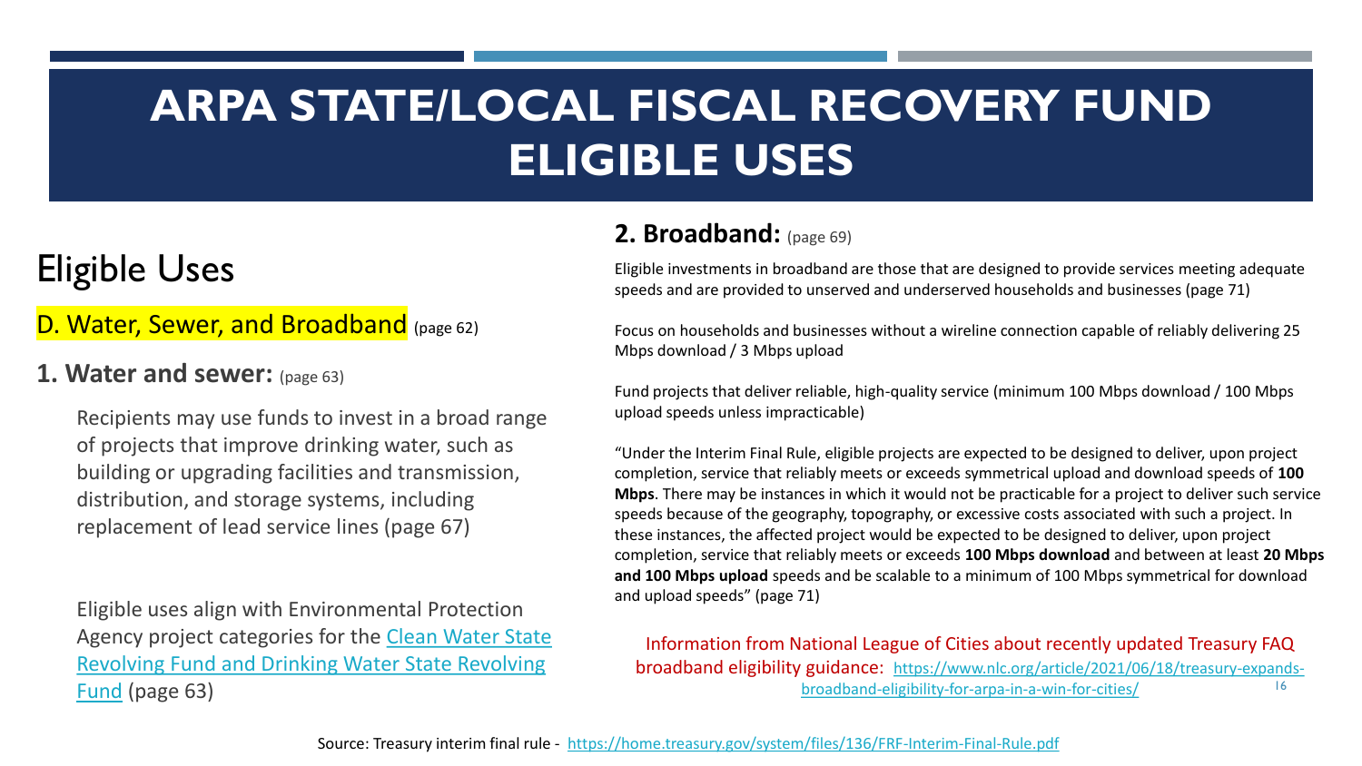# ARPA STATE/LOCAL FISCAL RECOVERY FUND ELIGIBLE USES

## Eligible Uses

D. Water, Sewer, and Broadband (page 62)

### 1. Water and sewer: (page 63)

Recipients may use funds to invest in a broad range of projects that improve drinking water, such as building or upgrading facilities and transmission, distribution, and storage systems, including replacement of lead service lines (page 67)

Eligible uses align with Environmental Protection Agency project categories for the [Clean Water State Revolving Fund and Drinking Water State Revolving Fund](#) (page 63)

### 2. Broadband: (page 69)

Eligible investments in broadband are those that are designed to provide services meeting adequate speeds and are provided to unserved and underserved households and businesses (page 71)

Focus on households and businesses without a wireline connection capable of reliably delivering 25 Mbps download / 3 Mbps upload

Fund projects that deliver reliable, high-quality service (minimum 100 Mbps download / 100 Mbps upload speeds unless impracticable)

"Under the Interim Final Rule, eligible projects are expected to be designed to deliver, upon project completion, service that reliably meets or exceeds symmetrical upload and download speeds of **100 Mbps**. There may be instances in which it would not be practicable for a project to deliver such service speeds because of the geography, topography, or excessive costs associated with such a project. In these instances, the affected project would be expected to be designed to deliver, upon project completion, service that reliably meets or exceeds **100 Mbps download** and between at least **20 Mbps and 100 Mbps upload** speeds and be scalable to a minimum of 100 Mbps symmetrical for download and upload speeds" (page 71)

Information from National League of Cities about recently updated Treasury FAQ broadband eligibility guidance: https://www.nlc.org/article/2021/06/18/treasury-expands-broadband-eligibility-for-arpa-in-a-win-for-cities/

Source: Treasury interim final rule - https://home.treasury.gov/system/files/136/FRF-Interim-Final-Rule.pdf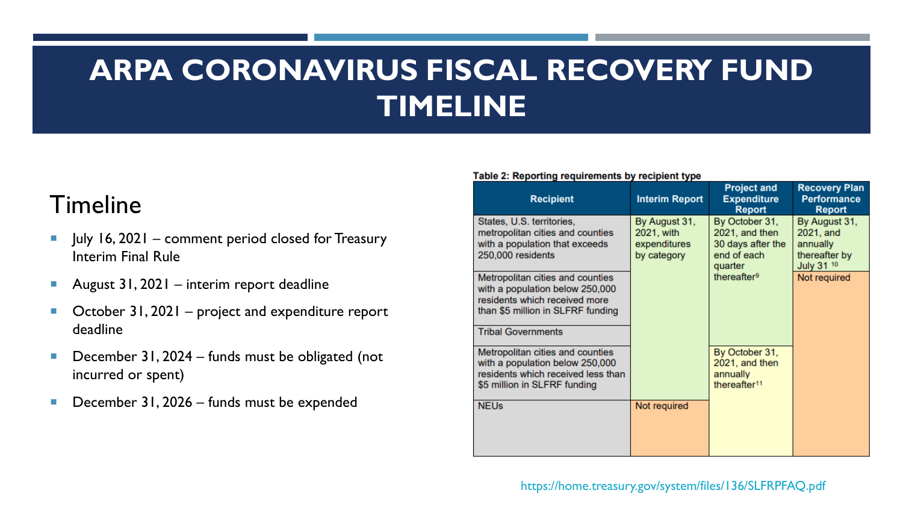# ARPA CORONAVIRUS FISCAL RECOVERY FUND TIMELINE

## Timeline

- July 16, 2021 – comment period closed for Treasury Interim Final Rule
- August 31, 2021 – interim report deadline
- October 31, 2021 – project and expenditure report deadline
- December 31, 2024 – funds must be obligated (not incurred or spent)
- December 31, 2026 – funds must be expended

**Table 2: Reporting requirements by recipient type**

| Recipient | Interim Report | Project and Expenditure Report | Recovery Plan Performance Report |
|---|---|---|---|
| States, U.S. territories, metropolitan cities and counties with a population that exceeds 250,000 residents | By August 31, 2021, with expenditures by category | By October 31, 2021, and then 30 days after the end of each quarter thereafter[9] | By August 31, 2021, and annually thereafter by July 31 [10] |
| Metropolitan cities and counties with a population below 250,000 residents which received more than $5 million in SLFRF funding | By August 31, 2021, with expenditures by category | By October 31, 2021, and then 30 days after the end of each quarter thereafter[9] | Not required |
| Tribal Governments | By August 31, 2021, with expenditures by category | By October 31, 2021, and then 30 days after the end of each quarter thereafter[9] | Not required |
| Metropolitan cities and counties with a population below 250,000 residents which received less than $5 million in SLFRF funding | By August 31, 2021, with expenditures by category | By October 31, 2021, and then annually thereafter[11] | Not required |
| NEUs | Not required | By October 31, 2021, and then annually thereafter[11] | Not required |

https://home.treasury.gov/system/files/136/SLFRPFAQ.pdf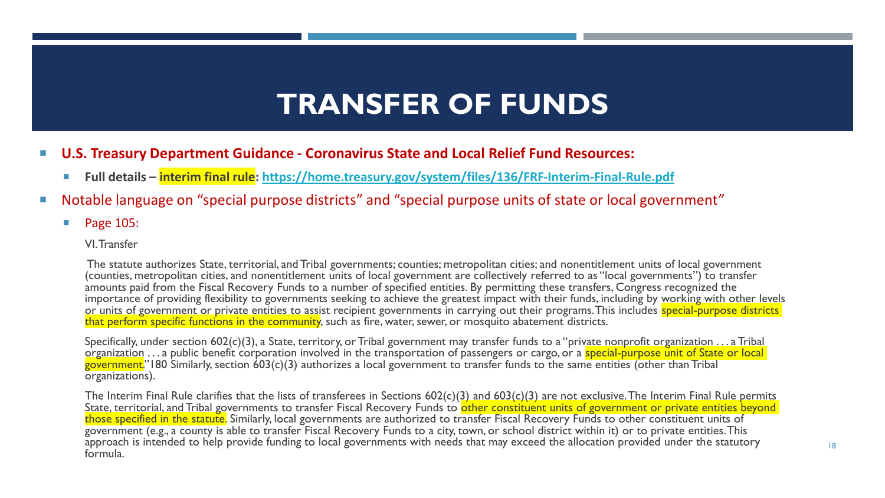# TRANSFER OF FUNDS

- **U.S. Treasury Department Guidance - Coronavirus State and Local Relief Fund Resources:**
  - **Full details – interim final rule: https://home.treasury.gov/system/files/136/FRF-Interim-Final-Rule.pdf**
- Notable language on "special purpose districts" and "special purpose units of state or local government"
  - Page 105:

VI. Transfer

The statute authorizes State, territorial, and Tribal governments; counties; metropolitan cities; and nonentitlement units of local government (counties, metropolitan cities, and nonentitlement units of local government are collectively referred to as "local governments") to transfer amounts paid from the Fiscal Recovery Funds to a number of specified entities. By permitting these transfers, Congress recognized the importance of providing flexibility to governments seeking to achieve the greatest impact with their funds, including by working with other levels or units of government or private entities to assist recipient governments in carrying out their programs. This includes special-purpose districts that perform specific functions in the community, such as fire, water, sewer, or mosquito abatement districts.

Specifically, under section 602(c)(3), a State, territory, or Tribal government may transfer funds to a "private nonprofit organization . . . a Tribal organization . . . a public benefit corporation involved in the transportation of passengers or cargo, or a special-purpose unit of State or local government."180 Similarly, section 603(c)(3) authorizes a local government to transfer funds to the same entities (other than Tribal organizations).

The Interim Final Rule clarifies that the lists of transferees in Sections 602(c)(3) and 603(c)(3) are not exclusive. The Interim Final Rule permits State, territorial, and Tribal governments to transfer Fiscal Recovery Funds to other constituent units of government or private entities beyond those specified in the statute. Similarly, local governments are authorized to transfer Fiscal Recovery Funds to other constituent units of government (e.g., a county is able to transfer Fiscal Recovery Funds to a city, town, or school district within it) or to private entities. This approach is intended to help provide funding to local governments with needs that may exceed the allocation provided under the statutory formula.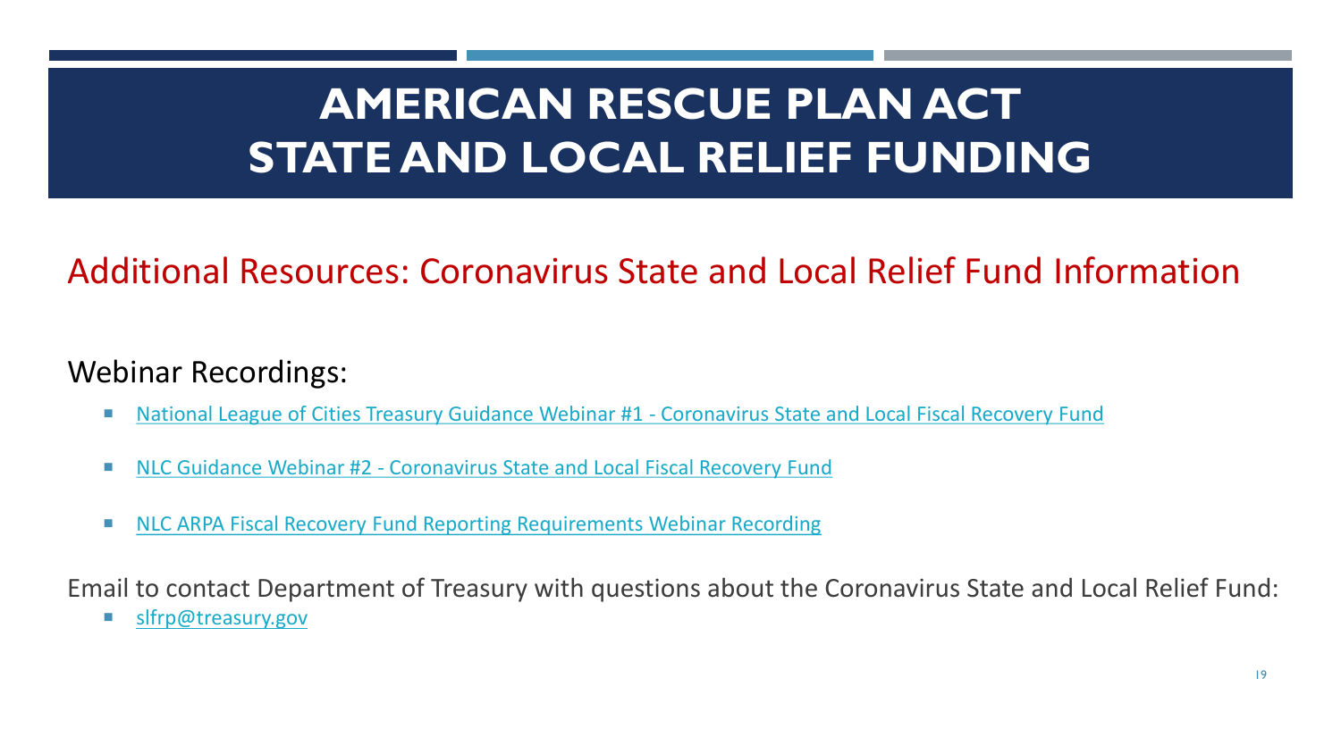# AMERICAN RESCUE PLAN ACT STATE AND LOCAL RELIEF FUNDING

## Additional Resources: Coronavirus State and Local Relief Fund Information

Webinar Recordings:

- National League of Cities Treasury Guidance Webinar #1 - Coronavirus State and Local Fiscal Recovery Fund
- NLC Guidance Webinar #2 - Coronavirus State and Local Fiscal Recovery Fund
- NLC ARPA Fiscal Recovery Fund Reporting Requirements Webinar Recording

Email to contact Department of Treasury with questions about the Coronavirus State and Local Relief Fund:

- slfrp@treasury.gov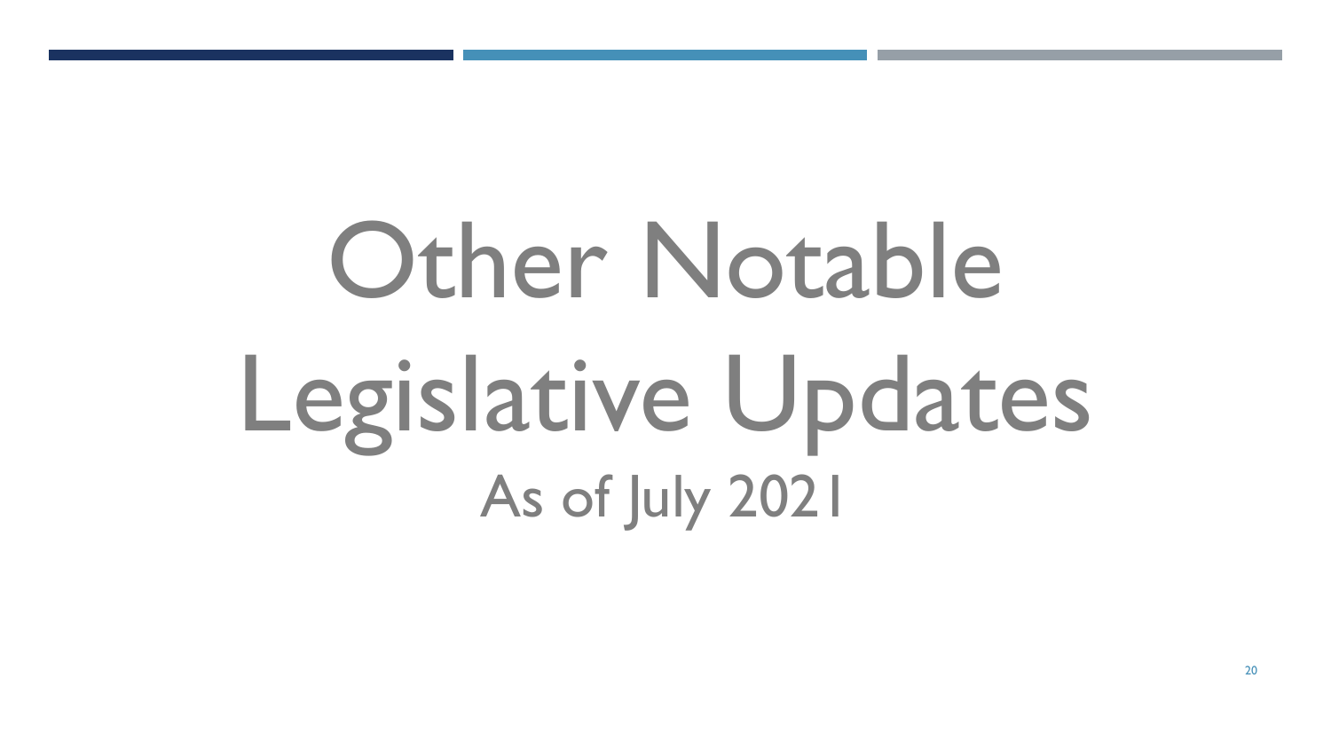# Other Notable Legislative Updates

As of July 2021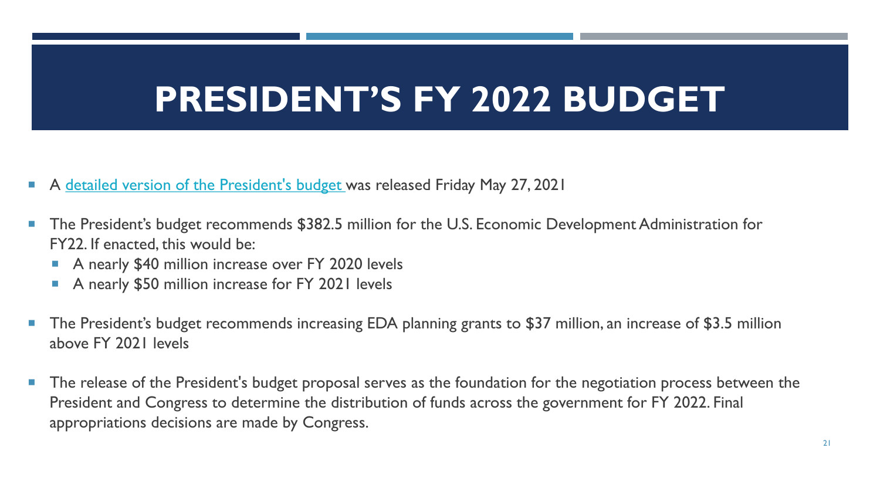# PRESIDENT’S FY 2022 BUDGET

- A detailed version of the President's budget was released Friday May 27, 2021
- The President’s budget recommends $382.5 million for the U.S. Economic Development Administration for FY22. If enacted, this would be:
  - A nearly $40 million increase over FY 2020 levels
  - A nearly $50 million increase for FY 2021 levels
- The President’s budget recommends increasing EDA planning grants to $37 million, an increase of $3.5 million above FY 2021 levels
- The release of the President's budget proposal serves as the foundation for the negotiation process between the President and Congress to determine the distribution of funds across the government for FY 2022. Final appropriations decisions are made by Congress.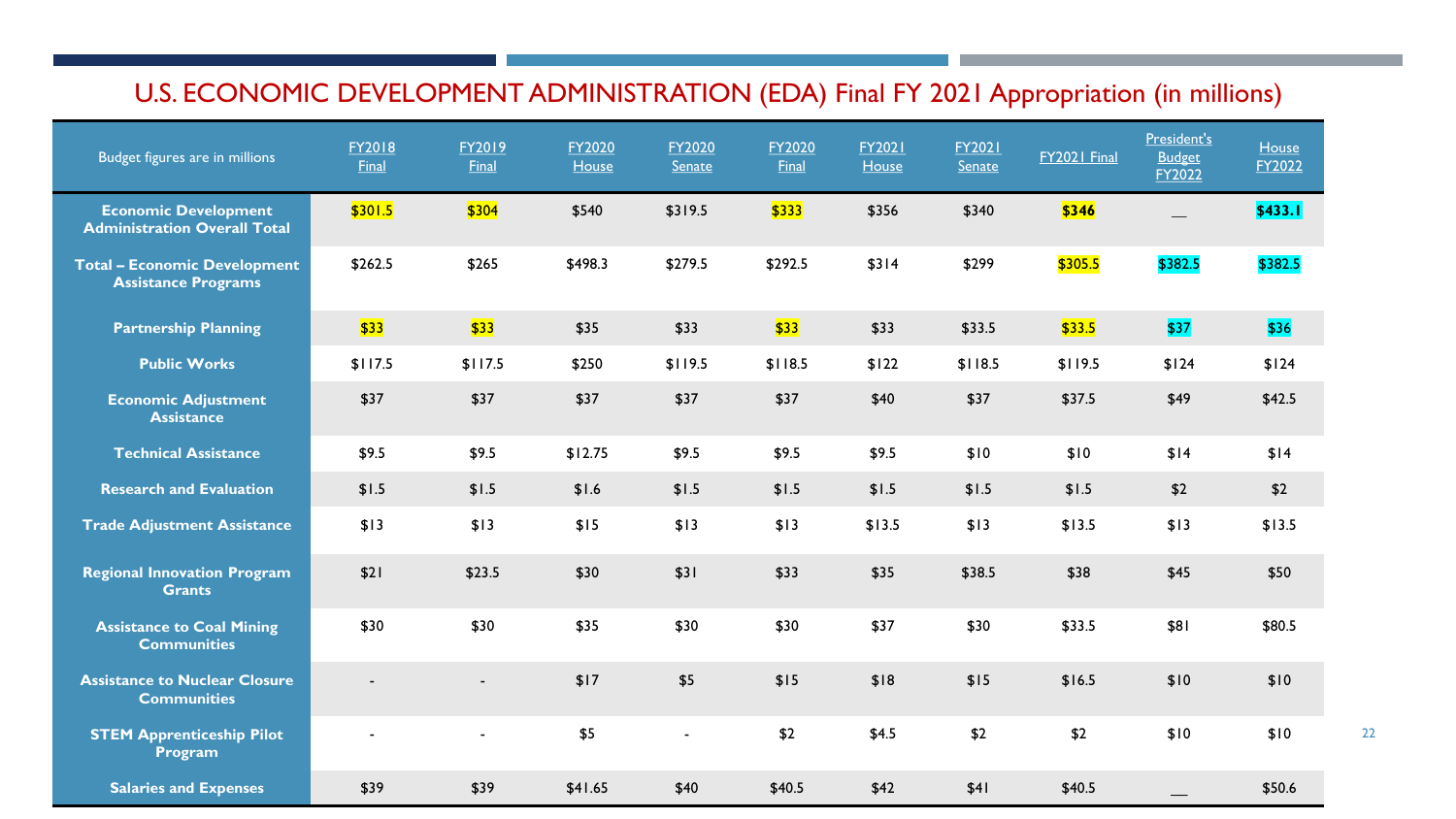# U.S. ECONOMIC DEVELOPMENT ADMINISTRATION (EDA) Final FY 2021 Appropriation (in millions)

| Budget figures are in millions | FY2018 Final | FY2019 Final | FY2020 House | FY2020 Senate | FY2020 Final | FY2021 House | FY2021 Senate | FY2021 Final | President's Budget FY2022 | House FY2022 |
|---|---|---|---|---|---|---|---|---|---|---|
| **Economic Development Administration Overall Total** | $301.5 | $304 | $540 | $319.5 | $333 | $356 | $340 | **$346** | __ | **$433.1** |
| **Total – Economic Development Assistance Programs** | $262.5 | $265 | $498.3 | $279.5 | $292.5 | $314 | $299 | $305.5 | $382.5 | $382.5 |
| **Partnership Planning** | $33 | $33 | $35 | $33 | $33 | $33 | $33.5 | $33.5 | $37 | $36 |
| **Public Works** | $117.5 | $117.5 | $250 | $119.5 | $118.5 | $122 | $118.5 | $119.5 | $124 | $124 |
| **Economic Adjustment Assistance** | $37 | $37 | $37 | $37 | $37 | $40 | $37 | $37.5 | $49 | $42.5 |
| **Technical Assistance** | $9.5 | $9.5 | $12.75 | $9.5 | $9.5 | $9.5 | $10 | $10 | $14 | $14 |
| **Research and Evaluation** | $1.5 | $1.5 | $1.6 | $1.5 | $1.5 | $1.5 | $1.5 | $1.5 | $2 | $2 |
| **Trade Adjustment Assistance** | $13 | $13 | $15 | $13 | $13 | $13.5 | $13 | $13.5 | $13 | $13.5 |
| **Regional Innovation Program Grants** | $21 | $23.5 | $30 | $31 | $33 | $35 | $38.5 | $38 | $45 | $50 |
| **Assistance to Coal Mining Communities** | $30 | $30 | $35 | $30 | $30 | $37 | $30 | $33.5 | $81 | $80.5 |
| **Assistance to Nuclear Closure Communities** | - | - | $17 | $5 | $15 | $18 | $15 | $16.5 | $10 | $10 |
| **STEM Apprenticeship Pilot Program** | - | - | $5 | - | $2 | $4.5 | $2 | $2 | $10 | $10 |
| **Salaries and Expenses** | $39 | $39 | $41.65 | $40 | $40.5 | $42 | $41 | $40.5 | __ | $50.6 |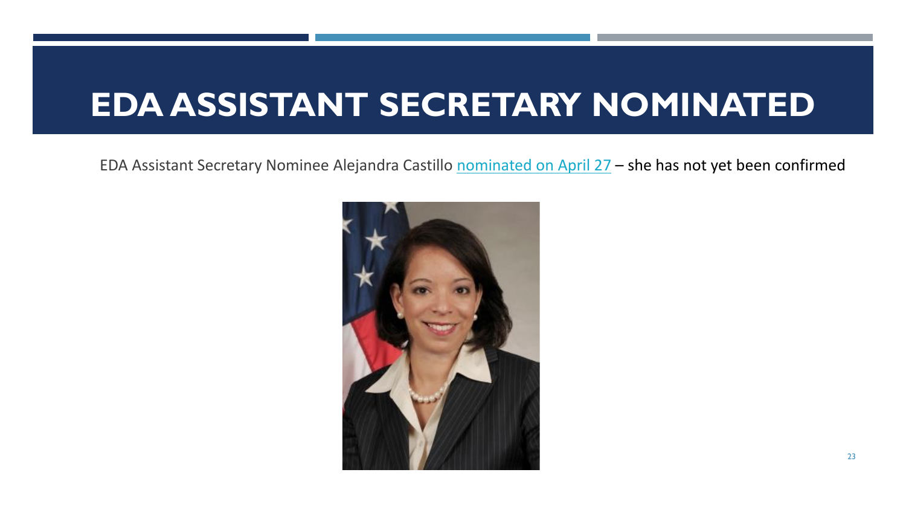# EDA ASSISTANT SECRETARY NOMINATED

EDA Assistant Secretary Nominee Alejandra Castillo nominated on April 27 – she has not yet been confirmed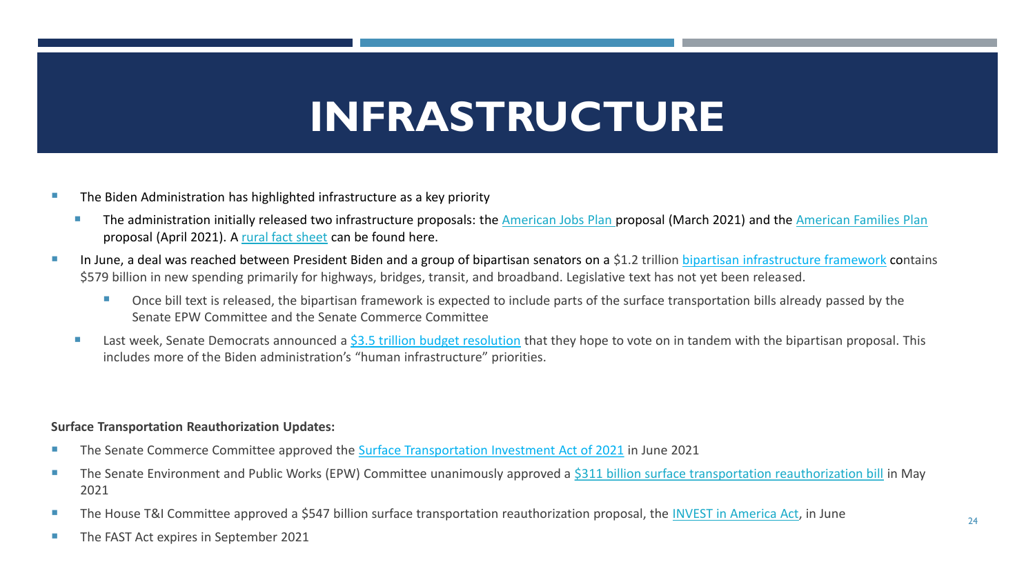# INFRASTRUCTURE

- The Biden Administration has highlighted infrastructure as a key priority
  - The administration initially released two infrastructure proposals: the American Jobs Plan proposal (March 2021) and the American Families Plan proposal (April 2021). A rural fact sheet can be found here.
- In June, a deal was reached between President Biden and a group of bipartisan senators on a $1.2 trillion bipartisan infrastructure framework contains $579 billion in new spending primarily for highways, bridges, transit, and broadband. Legislative text has not yet been released.
  - Once bill text is released, the bipartisan framework is expected to include parts of the surface transportation bills already passed by the Senate EPW Committee and the Senate Commerce Committee
  - Last week, Senate Democrats announced a $3.5 trillion budget resolution that they hope to vote on in tandem with the bipartisan proposal. This includes more of the Biden administration's "human infrastructure" priorities.

**Surface Transportation Reauthorization Updates:**

- The Senate Commerce Committee approved the Surface Transportation Investment Act of 2021 in June 2021
- The Senate Environment and Public Works (EPW) Committee unanimously approved a $311 billion surface transportation reauthorization bill in May 2021
- The House T&I Committee approved a $547 billion surface transportation reauthorization proposal, the INVEST in America Act, in June
- The FAST Act expires in September 2021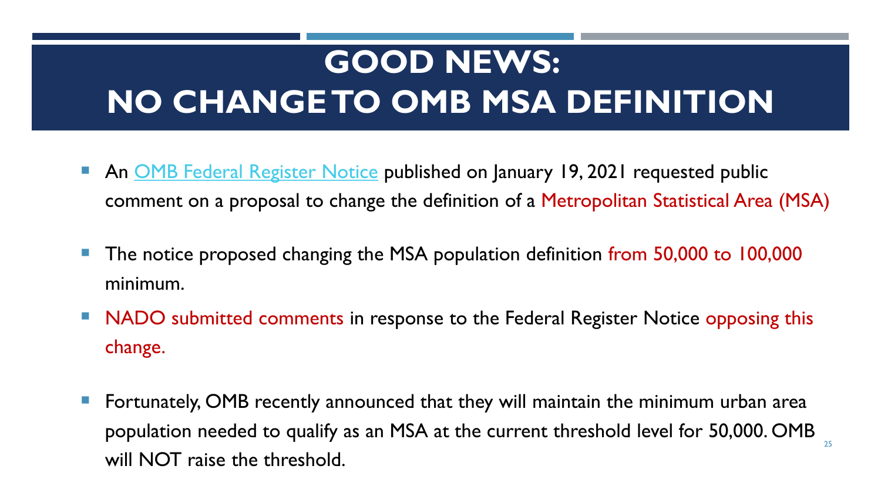# GOOD NEWS: NO CHANGE TO OMB MSA DEFINITION

- An OMB Federal Register Notice published on January 19, 2021 requested public comment on a proposal to change the definition of a Metropolitan Statistical Area (MSA)
- The notice proposed changing the MSA population definition from 50,000 to 100,000 minimum.
- NADO submitted comments in response to the Federal Register Notice opposing this change.
- Fortunately, OMB recently announced that they will maintain the minimum urban area population needed to qualify as an MSA at the current threshold level for 50,000. OMB will NOT raise the threshold.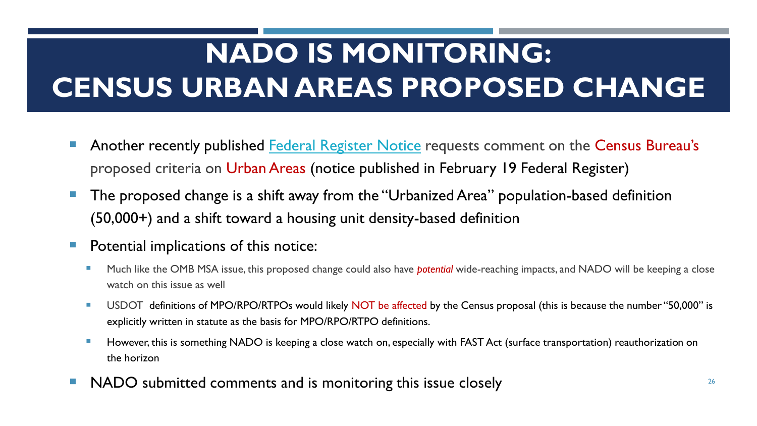# NADO IS MONITORING: CENSUS URBAN AREAS PROPOSED CHANGE

- Another recently published Federal Register Notice requests comment on the Census Bureau's proposed criteria on Urban Areas (notice published in February 19 Federal Register)
- The proposed change is a shift away from the "Urbanized Area" population-based definition (50,000+) and a shift toward a housing unit density-based definition
- Potential implications of this notice:
  - Much like the OMB MSA issue, this proposed change could also have ***potential*** wide-reaching impacts, and NADO will be keeping a close watch on this issue as well
  - USDOT definitions of MPO/RPO/RTPOs would likely NOT be affected by the Census proposal (this is because the number "50,000" is explicitly written in statute as the basis for MPO/RPO/RTPO definitions.
  - However, this is something NADO is keeping a close watch on, especially with FAST Act (surface transportation) reauthorization on the horizon
- NADO submitted comments and is monitoring this issue closely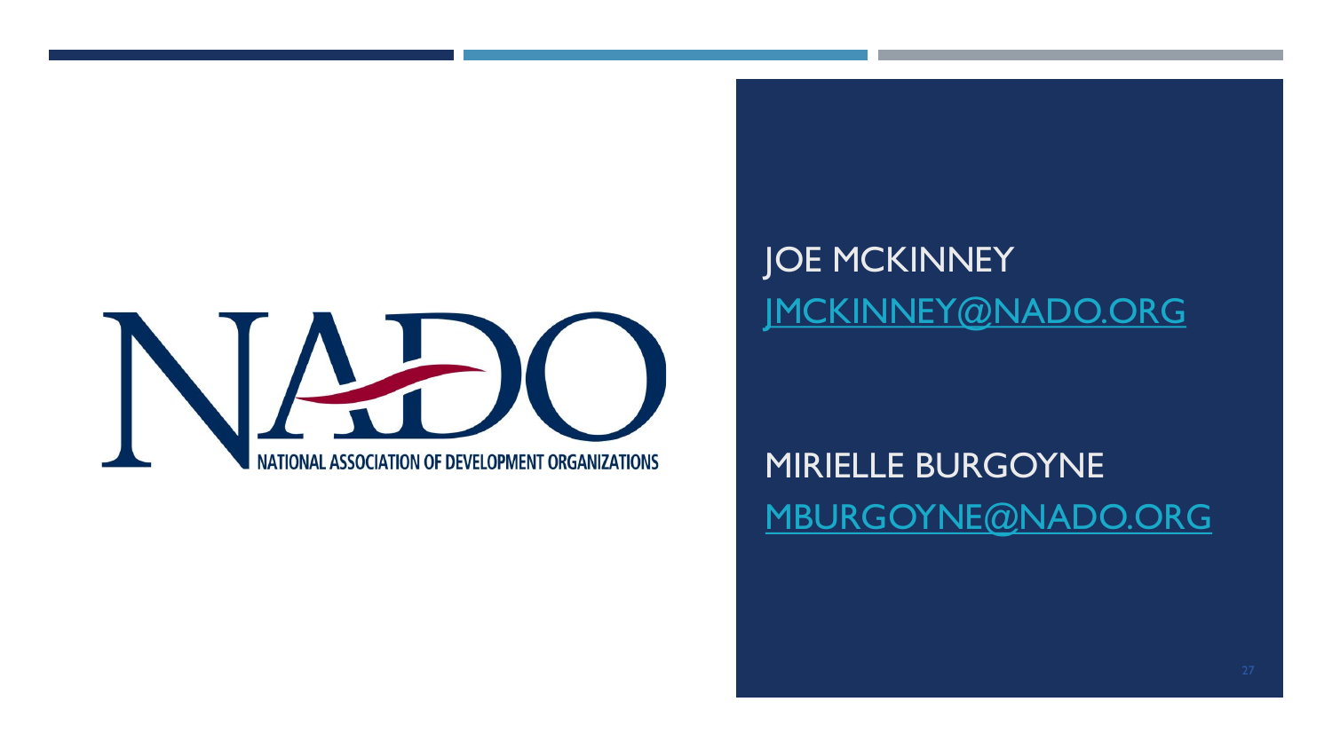NADO

NATIONAL ASSOCIATION OF DEVELOPMENT ORGANIZATIONS

JOE MCKINNEY

JMCKINNEY@NADO.ORG

MIRIELLE BURGOYNE

MBURGOYNE@NADO.ORG